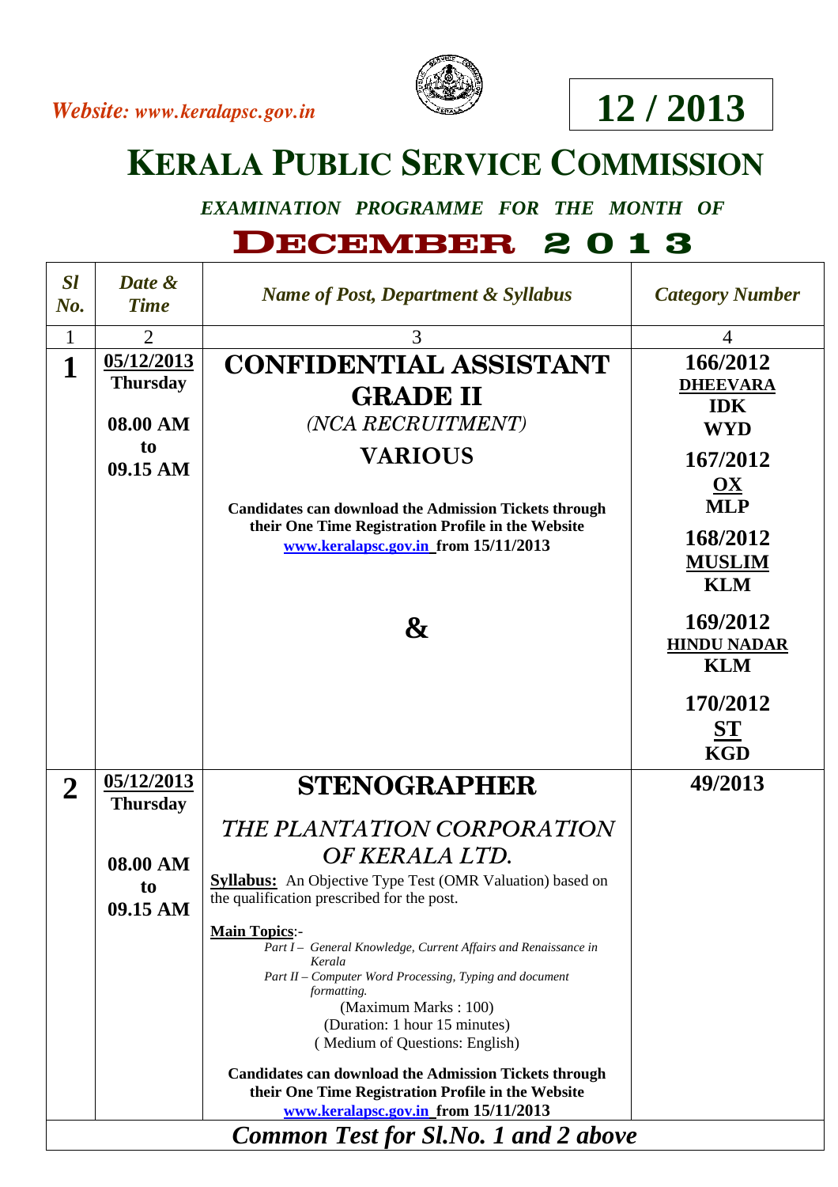Website: www.keralapsc.gov.in

**12 / 2013**

# KERALA PUBLIC SERVICE COMMISSION

*EXAMINATION PROGRAMME FOR THE MONTH OF*

## DECEMBER 2013

| *Sl No.* | *Date & Time* | *Name of Post, Department & Syllabus* | *Category Number* |
|---|---|---|---|
| 1 | 2 | 3 | 4 |
| **1** | **05/12/2013** **Thursday** **08.00 AM to 09.15 AM** | **CONFIDENTIAL ASSISTANT GRADE II** *(NCA RECRUITMENT)* **VARIOUS** **Candidates can download the Admission Tickets through their One Time Registration Profile in the Website www.keralapsc.gov.in from 15/11/2013** **&** | **166/2012** **DHEEVARA** **IDK** **WYD** **167/2012** **OX** **MLP** **168/2012** **MUSLIM** **KLM** **169/2012** **HINDU NADAR** **KLM** **170/2012** **ST** **KGD** |
| **2** | **05/12/2013** **Thursday** **08.00 AM to 09.15 AM** | **STENOGRAPHER** *THE PLANTATION CORPORATION OF KERALA LTD.* **Syllabus:** An Objective Type Test (OMR Valuation) based on the qualification prescribed for the post. **Main Topics**:- *Part I – General Knowledge, Current Affairs and Renaissance in Kerala* *Part II – Computer Word Processing, Typing and document formatting.* (Maximum Marks : 100) (Duration: 1 hour 15 minutes) ( Medium of Questions: English) **Candidates can download the Admission Tickets through their One Time Registration Profile in the Website www.keralapsc.gov.in from 15/11/2013** | **49/2013** |
| ***Common Test for Sl.No. 1 and 2 above*** | | | |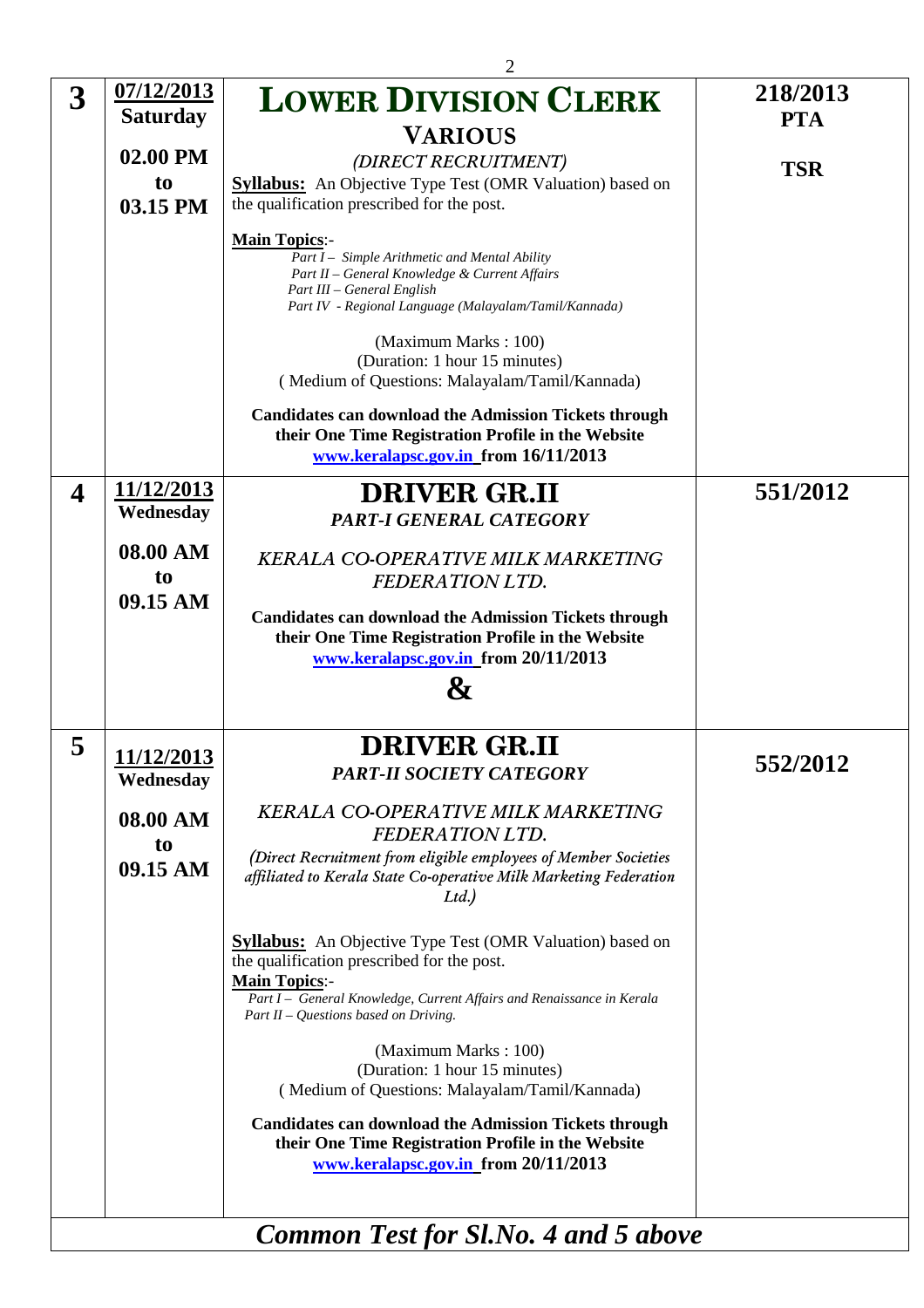| | | | |
|---|---|---|---|
| **3** | **07/12/2013**<br>**Saturday**<br><br>**02.00 PM**<br>**to**<br>**03.15 PM** | **LOWER DIVISION CLERK**<br>**VARIOUS**<br>*(DIRECT RECRUITMENT)*<br>**Syllabus:** An Objective Type Test (OMR Valuation) based on the qualification prescribed for the post.<br><br>**Main Topics**:-<br>*Part I – Simple Arithmetic and Mental Ability*<br>*Part II – General Knowledge & Current Affairs*<br>*Part III – General English*<br>*Part IV - Regional Language (Malayalam/Tamil/Kannada)*<br><br>(Maximum Marks : 100)<br>(Duration: 1 hour 15 minutes)<br>( Medium of Questions: Malayalam/Tamil/Kannada)<br><br>**Candidates can download the Admission Tickets through their One Time Registration Profile in the Website www.keralapsc.gov.in from 16/11/2013** | **218/2013**<br>**PTA**<br><br>**TSR** |
| **4** | **11/12/2013**<br>**Wednesday**<br><br>**08.00 AM**<br>**to**<br>**09.15 AM** | **DRIVER GR.II**<br>***PART-I GENERAL CATEGORY***<br><br>*KERALA CO-OPERATIVE MILK MARKETING FEDERATION LTD.*<br><br>**Candidates can download the Admission Tickets through their One Time Registration Profile in the Website www.keralapsc.gov.in from 20/11/2013**<br><br>**&** | **551/2012** |
| **5** | **11/12/2013**<br>**Wednesday**<br><br>**08.00 AM**<br>**to**<br>**09.15 AM** | **DRIVER GR.II**<br>***PART-II SOCIETY CATEGORY***<br><br>*KERALA CO-OPERATIVE MILK MARKETING FEDERATION LTD.*<br>*(Direct Recruitment from eligible employees of Member Societies affiliated to Kerala State Co-operative Milk Marketing Federation Ltd.)*<br><br>**Syllabus:** An Objective Type Test (OMR Valuation) based on the qualification prescribed for the post.<br>**Main Topics**:-<br>*Part I – General Knowledge, Current Affairs and Renaissance in Kerala*<br>*Part II – Questions based on Driving.*<br><br>(Maximum Marks : 100)<br>(Duration: 1 hour 15 minutes)<br>( Medium of Questions: Malayalam/Tamil/Kannada)<br><br>**Candidates can download the Admission Tickets through their One Time Registration Profile in the Website www.keralapsc.gov.in from 20/11/2013** | **552/2012** |

***Common Test for Sl.No. 4 and 5 above***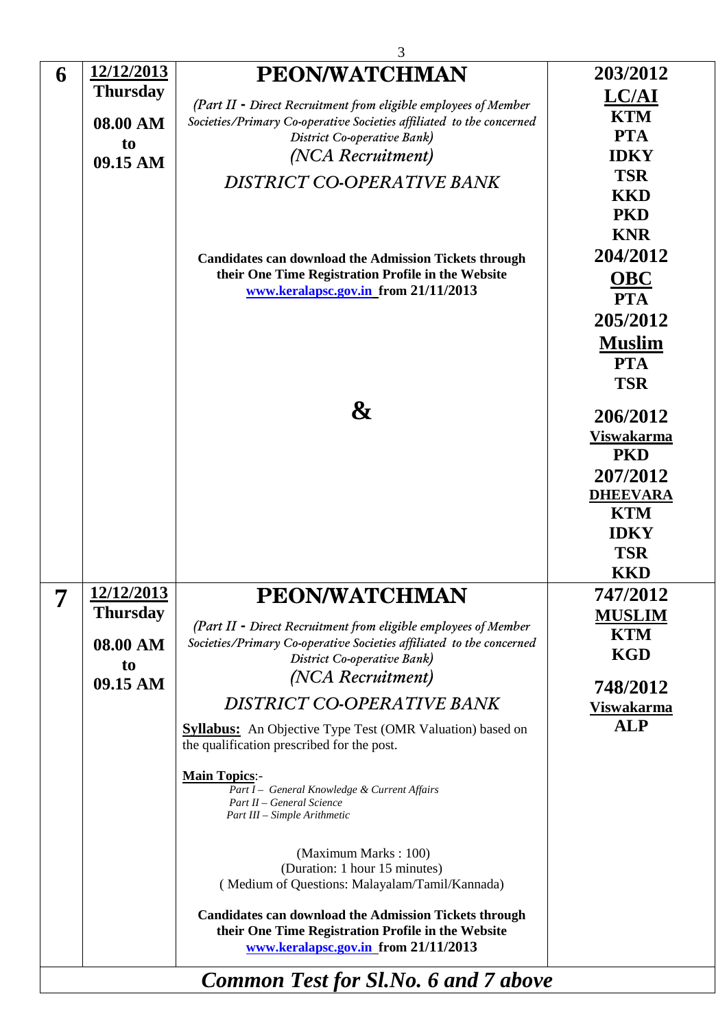| | | | |
|---|---|---|---|
| **6** | **12/12/2013**<br>**Thursday**<br><br>**08.00 AM**<br>**to**<br>**09.15 AM** | **PEON/WATCHMAN**<br><br>*(Part II - Direct Recruitment from eligible employees of Member Societies/Primary Co-operative Societies affiliated to the concerned District Co-operative Bank)*<br>*(NCA Recruitment)*<br>*DISTRICT CO-OPERATIVE BANK*<br><br>**Candidates can download the Admission Tickets through their One Time Registration Profile in the Website www.keralapsc.gov.in from 21/11/2013**<br><br>**&** | **203/2012**<br>**LC/AI**<br>**KTM**<br>**PTA**<br>**IDKY**<br>**TSR**<br>**KKD**<br>**PKD**<br>**KNR**<br>**204/2012**<br>**OBC**<br>**PTA**<br>**205/2012**<br>**Muslim**<br>**PTA**<br>**TSR**<br>**206/2012**<br>**Viswakarma**<br>**PKD**<br>**207/2012**<br>**DHEEVARA**<br>**KTM**<br>**IDKY**<br>**TSR**<br>**KKD** |
| **7** | **12/12/2013**<br>**Thursday**<br><br>**08.00 AM**<br>**to**<br>**09.15 AM** | **PEON/WATCHMAN**<br><br>*(Part II - Direct Recruitment from eligible employees of Member Societies/Primary Co-operative Societies affiliated to the concerned District Co-operative Bank)*<br>*(NCA Recruitment)*<br>*DISTRICT CO-OPERATIVE BANK*<br><br>**Syllabus:** An Objective Type Test (OMR Valuation) based on the qualification prescribed for the post.<br><br>**Main Topics**:-<br>*Part I – General Knowledge & Current Affairs*<br>*Part II – General Science*<br>*Part III – Simple Arithmetic*<br><br>(Maximum Marks : 100)<br>(Duration: 1 hour 15 minutes)<br>( Medium of Questions: Malayalam/Tamil/Kannada)<br><br>**Candidates can download the Admission Tickets through their One Time Registration Profile in the Website www.keralapsc.gov.in from 21/11/2013** | **747/2012**<br>**MUSLIM**<br>**KTM**<br>**KGD**<br>**748/2012**<br>**Viswakarma**<br>**ALP** |
| ***Common Test for Sl.No. 6 and 7 above*** | | | |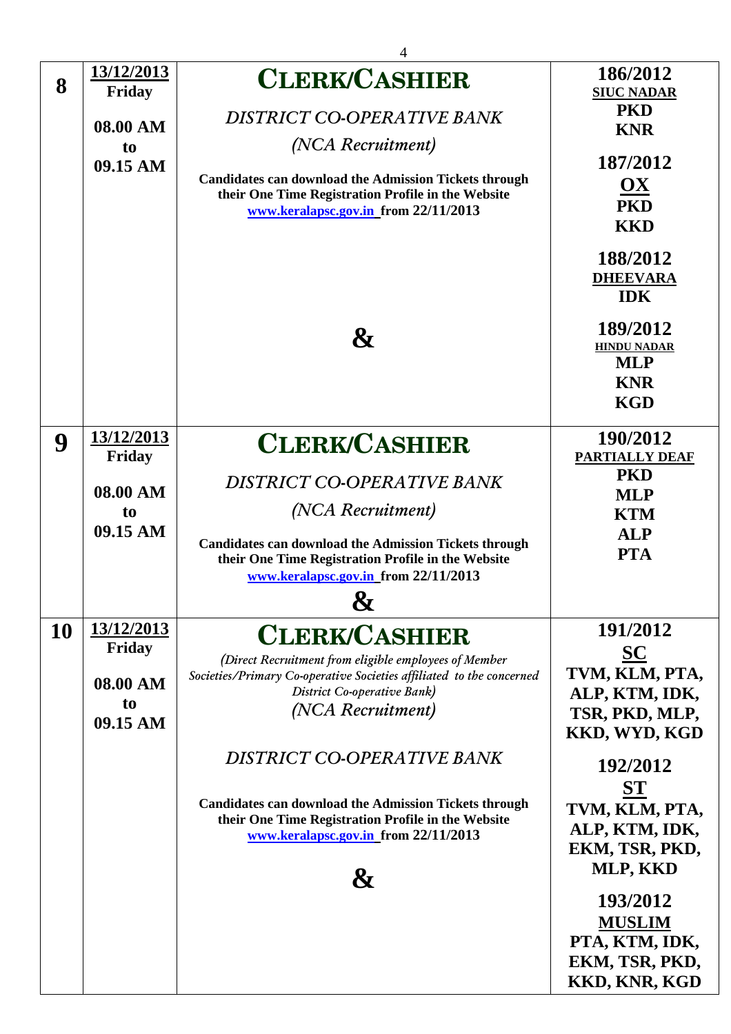| | | | |
|---|---|---|---|
| **8** | **13/12/2013** **Friday** **08.00 AM to 09.15 AM** | **CLERK/CASHIER** *DISTRICT CO-OPERATIVE BANK* *(NCA Recruitment)* **Candidates can download the Admission Tickets through their One Time Registration Profile in the Website www.keralapsc.gov.in from 22/11/2013** **&** | **186/2012** **SIUC NADAR** **PKD** **KNR** **187/2012** **OX** **PKD** **KKD** **188/2012** **DHEEVARA** **IDK** **189/2012** **HINDU NADAR** **MLP** **KNR** **KGD** |
| **9** | **13/12/2013** **Friday** **08.00 AM to 09.15 AM** | **CLERK/CASHIER** *DISTRICT CO-OPERATIVE BANK* *(NCA Recruitment)* **Candidates can download the Admission Tickets through their One Time Registration Profile in the Website www.keralapsc.gov.in from 22/11/2013** **&** | **190/2012** **PARTIALLY DEAF** **PKD** **MLP** **KTM** **ALP** **PTA** |
| **10** | **13/12/2013** **Friday** **08.00 AM to 09.15 AM** | **CLERK/CASHIER** *(Direct Recruitment from eligible employees of Member Societies/Primary Co-operative Societies affiliated to the concerned District Co-operative Bank)* *(NCA Recruitment)* *DISTRICT CO-OPERATIVE BANK* **Candidates can download the Admission Tickets through their One Time Registration Profile in the Website www.keralapsc.gov.in from 22/11/2013** **&** | **191/2012** **SC** **TVM, KLM, PTA, ALP, KTM, IDK, TSR, PKD, MLP, KKD, WYD, KGD** **192/2012** **ST** **TVM, KLM, PTA, ALP, KTM, IDK, EKM, TSR, PKD, MLP, KKD** **193/2012** **MUSLIM** **PTA, KTM, IDK, EKM, TSR, PKD, KKD, KNR, KGD** |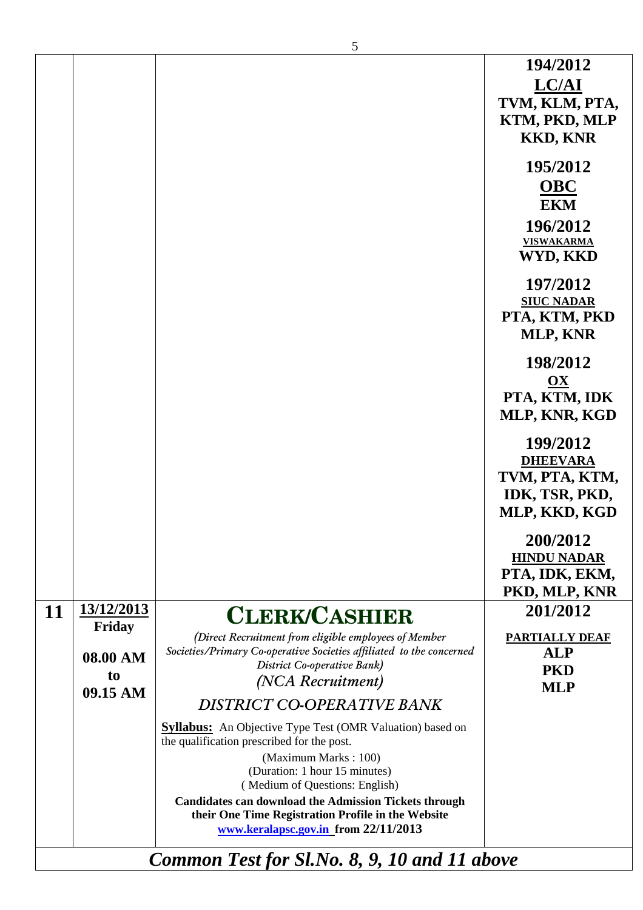| | | | |
|---|---|---|---|
| | | | **194/2012** <br> **LC/AI** <br> **TVM, KLM, PTA, KTM, PKD, MLP KKD, KNR** <br><br> **195/2012** <br> **OBC** <br> **EKM** <br><br> **196/2012** <br> **VISWAKARMA** <br> **WYD, KKD** <br><br> **197/2012** <br> **SIUC NADAR** <br> **PTA, KTM, PKD MLP, KNR** <br><br> **198/2012** <br> **OX** <br> **PTA, KTM, IDK MLP, KNR, KGD** <br><br> **199/2012** <br> **DHEEVARA** <br> **TVM, PTA, KTM, IDK, TSR, PKD, MLP, KKD, KGD** <br><br> **200/2012** <br> **HINDU NADAR** <br> **PTA, IDK, EKM, PKD, MLP, KNR** |
| **11** | **13/12/2013** <br> **Friday** <br><br> **08.00 AM** <br> **to** <br> **09.15 AM** | **CLERK/CASHIER** <br> *(Direct Recruitment from eligible employees of Member Societies/Primary Co-operative Societies affiliated to the concerned District Co-operative Bank)* <br> *(NCA Recruitment)* <br> *DISTRICT CO-OPERATIVE BANK* <br><br> **Syllabus:** An Objective Type Test (OMR Valuation) based on the qualification prescribed for the post. <br> (Maximum Marks : 100) <br> (Duration: 1 hour 15 minutes) <br> ( Medium of Questions: English) <br> **Candidates can download the Admission Tickets through their One Time Registration Profile in the Website www.keralapsc.gov.in from 22/11/2013** | **201/2012** <br><br> **PARTIALLY DEAF** <br> **ALP** <br> **PKD** <br> **MLP** |

***Common Test for Sl.No. 8, 9, 10 and 11 above***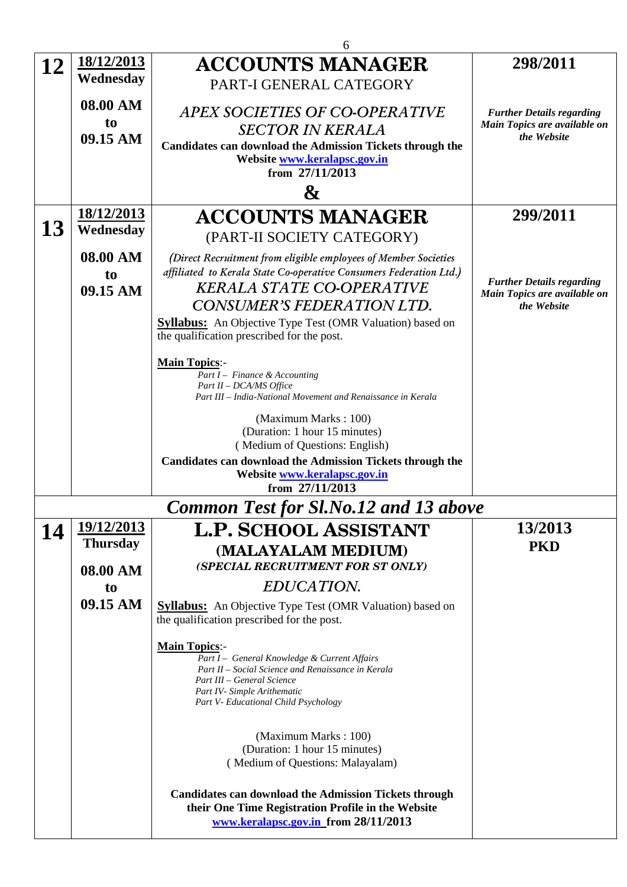| Sl.No. | Date & Time | Post | Category No. |
|---|---|---|---|
| 12 | **18/12/2013 Wednesday** <br> **08.00 AM to 09.15 AM** | **ACCOUNTS MANAGER** <br> PART-I GENERAL CATEGORY <br> *APEX SOCIETIES OF CO-OPERATIVE SECTOR IN KERALA* <br> **Candidates can download the Admission Tickets through the Website www.keralapsc.gov.in from 27/11/2013** <br> **&** | **298/2011** <br> ***Further Details regarding Main Topics are available on the Website*** |
| 13 | **18/12/2013 Wednesday** <br> **08.00 AM to 09.15 AM** | **ACCOUNTS MANAGER** <br> (PART-II SOCIETY CATEGORY) <br> *(Direct Recruitment from eligible employees of Member Societies affiliated to Kerala State Co-operative Consumers Federation Ltd.)* <br> *KERALA STATE CO-OPERATIVE CONSUMER'S FEDERATION LTD.* <br> **Syllabus:** An Objective Type Test (OMR Valuation) based on the qualification prescribed for the post. <br> **Main Topics**:- <br> *Part I – Finance & Accounting* <br> *Part II – DCA/MS Office* <br> *Part III – India-National Movement and Renaissance in Kerala* <br> (Maximum Marks : 100) <br> (Duration: 1 hour 15 minutes) <br> ( Medium of Questions: English) <br> **Candidates can download the Admission Tickets through the Website www.keralapsc.gov.in from 27/11/2013** | **299/2011** <br> ***Further Details regarding Main Topics are available on the Website*** |
| | | ***Common Test for Sl.No.12 and 13 above*** | |
| 14 | **19/12/2013 Thursday** <br> **08.00 AM to 09.15 AM** | **L.P. SCHOOL ASSISTANT (MALAYALAM MEDIUM)** <br> ***(SPECIAL RECRUITMENT FOR ST ONLY)*** <br> *EDUCATION.* <br> **Syllabus:** An Objective Type Test (OMR Valuation) based on the qualification prescribed for the post. <br> **Main Topics**:- <br> *Part I – General Knowledge & Current Affairs* <br> *Part II – Social Science and Renaissance in Kerala* <br> *Part III – General Science* <br> *Part IV- Simple Arithematic* <br> *Part V- Educational Child Psychology* <br> (Maximum Marks : 100) <br> (Duration: 1 hour 15 minutes) <br> ( Medium of Questions: Malayalam) <br> **Candidates can download the Admission Tickets through their One Time Registration Profile in the Website www.keralapsc.gov.in from 28/11/2013** | **13/2013** <br> **PKD** |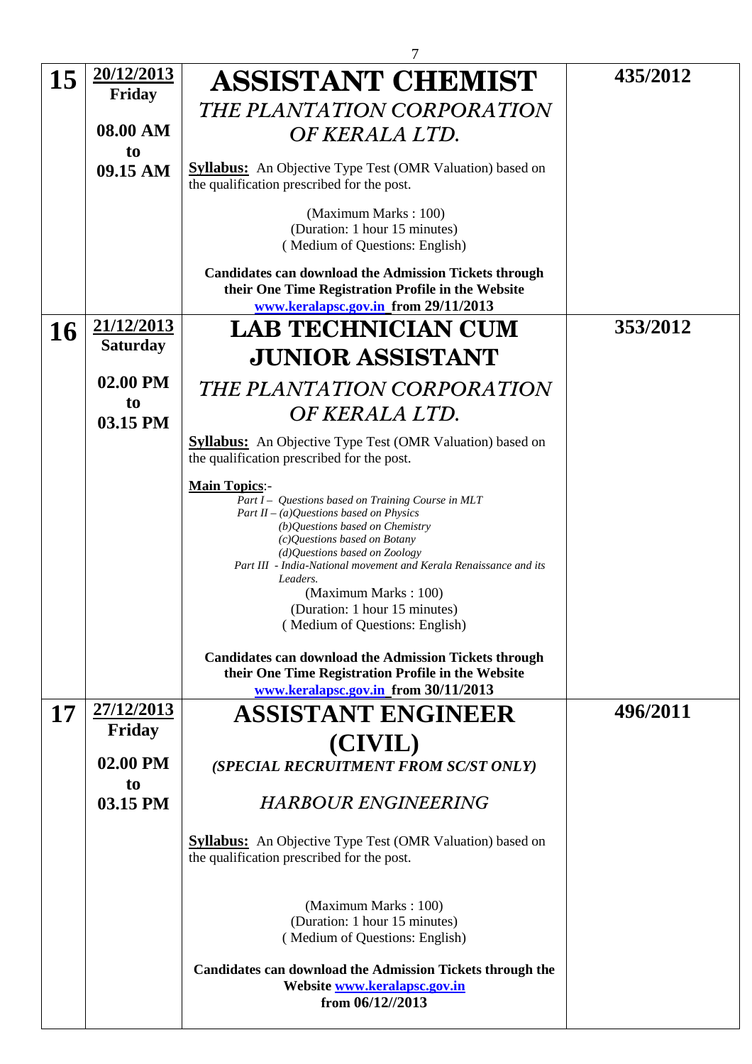| | | | |
|---|---|---|---|
| **15** | **20/12/2013** **Friday** **08.00 AM to 09.15 AM** | **ASSISTANT CHEMIST** *THE PLANTATION CORPORATION OF KERALA LTD.* **Syllabus:** An Objective Type Test (OMR Valuation) based on the qualification prescribed for the post. (Maximum Marks : 100) (Duration: 1 hour 15 minutes) ( Medium of Questions: English) **Candidates can download the Admission Tickets through their One Time Registration Profile in the Website www.keralapsc.gov.in from 29/11/2013** | **435/2012** |
| **16** | **21/12/2013** **Saturday** **02.00 PM to 03.15 PM** | **LAB TECHNICIAN CUM JUNIOR ASSISTANT** *THE PLANTATION CORPORATION OF KERALA LTD.* **Syllabus:** An Objective Type Test (OMR Valuation) based on the qualification prescribed for the post. **Main Topics**:- *Part I – Questions based on Training Course in MLT* *Part II – (a)Questions based on Physics* *(b)Questions based on Chemistry* *(c)Questions based on Botany* *(d)Questions based on Zoology* *Part III - India-National movement and Kerala Renaissance and its Leaders.* (Maximum Marks : 100) (Duration: 1 hour 15 minutes) ( Medium of Questions: English) **Candidates can download the Admission Tickets through their One Time Registration Profile in the Website www.keralapsc.gov.in from 30/11/2013** | **353/2012** |
| **17** | **27/12/2013** **Friday** **02.00 PM to 03.15 PM** | **ASSISTANT ENGINEER (CIVIL)** ***(SPECIAL RECRUITMENT FROM SC/ST ONLY)*** *HARBOUR ENGINEERING* **Syllabus:** An Objective Type Test (OMR Valuation) based on the qualification prescribed for the post. (Maximum Marks : 100) (Duration: 1 hour 15 minutes) ( Medium of Questions: English) **Candidates can download the Admission Tickets through the Website www.keralapsc.gov.in from 06/12//2013** | **496/2011** |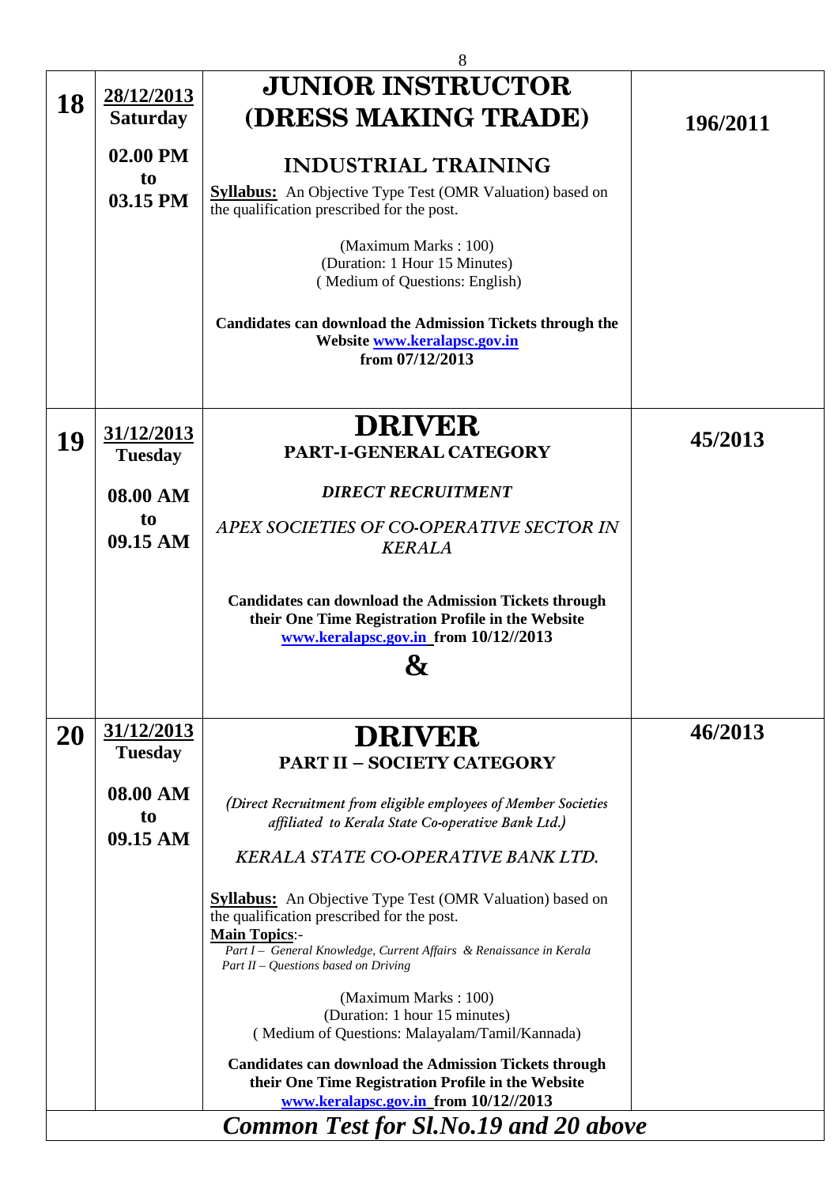| | | | |
|---|---|---|---|
| **18** | **28/12/2013** **Saturday** **02.00 PM to 03.15 PM** | **JUNIOR INSTRUCTOR (DRESS MAKING TRADE)** **INDUSTRIAL TRAINING** **Syllabus:** An Objective Type Test (OMR Valuation) based on the qualification prescribed for the post. (Maximum Marks : 100) (Duration: 1 Hour 15 Minutes) ( Medium of Questions: English) **Candidates can download the Admission Tickets through the Website [www.keralapsc.gov.in](http://www.keralapsc.gov.in) from 07/12/2013** | **196/2011** |
| **19** | **31/12/2013** **Tuesday** **08.00 AM to 09.15 AM** | **DRIVER** **PART-I-GENERAL CATEGORY** ***DIRECT RECRUITMENT*** *APEX SOCIETIES OF CO-OPERATIVE SECTOR IN KERALA* **Candidates can download the Admission Tickets through their One Time Registration Profile in the Website [www.keralapsc.gov.in](http://www.keralapsc.gov.in) from 10/12//2013** **&** | **45/2013** |
| **20** | **31/12/2013** **Tuesday** **08.00 AM to 09.15 AM** | **DRIVER** **PART II – SOCIETY CATEGORY** *(Direct Recruitment from eligible employees of Member Societies affiliated to Kerala State Co-operative Bank Ltd.)* *KERALA STATE CO-OPERATIVE BANK LTD.* **Syllabus:** An Objective Type Test (OMR Valuation) based on the qualification prescribed for the post. **Main Topics**:- *Part I – General Knowledge, Current Affairs & Renaissance in Kerala* *Part II – Questions based on Driving* (Maximum Marks : 100) (Duration: 1 hour 15 minutes) ( Medium of Questions: Malayalam/Tamil/Kannada) **Candidates can download the Admission Tickets through their One Time Registration Profile in the Website [www.keralapsc.gov.in](http://www.keralapsc.gov.in) from 10/12//2013** | **46/2013** |
| ***Common Test for Sl.No.19 and 20 above*** | | | |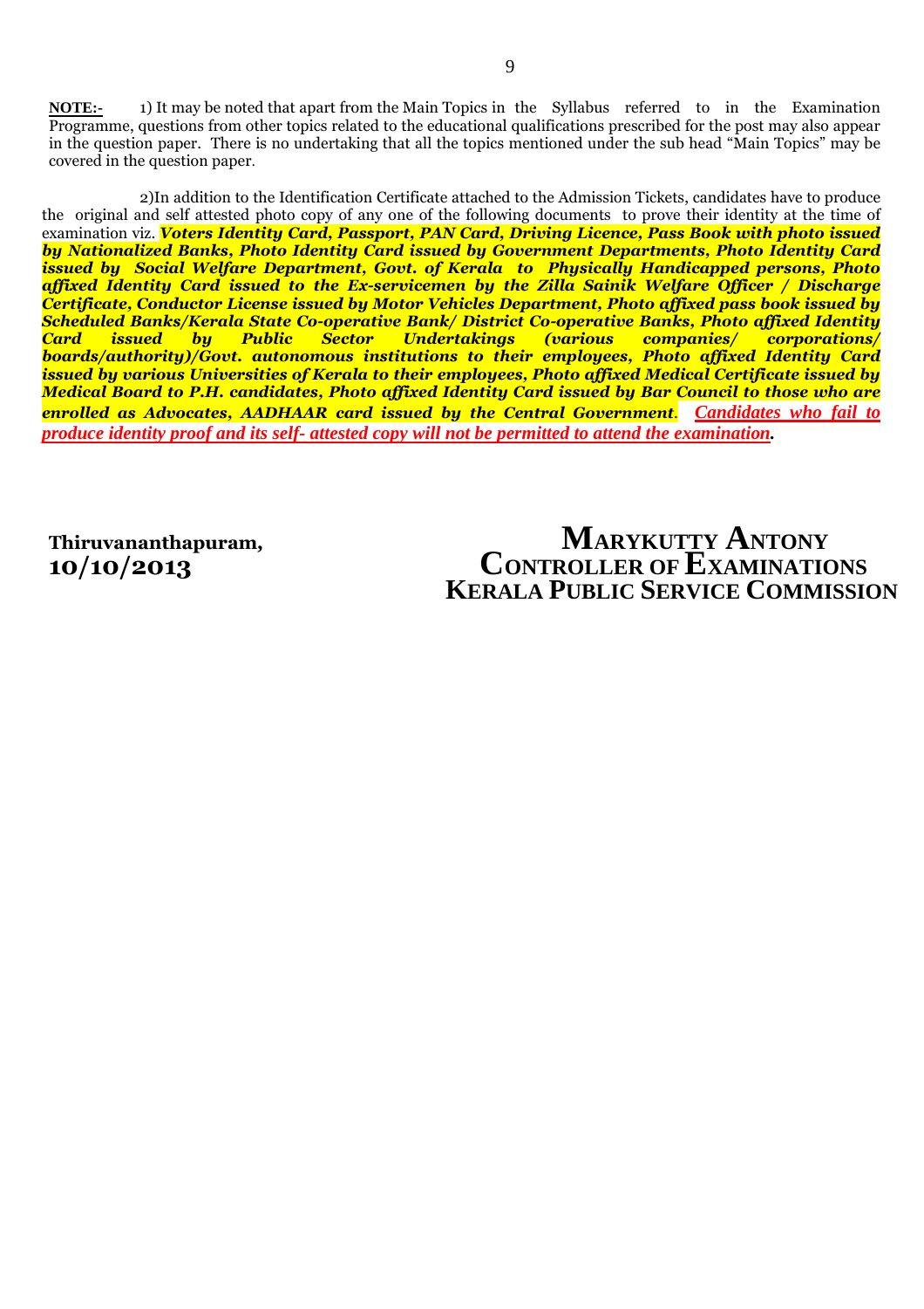**NOTE:-** 1) It may be noted that apart from the Main Topics in the Syllabus referred to in the Examination Programme, questions from other topics related to the educational qualifications prescribed for the post may also appear in the question paper. There is no undertaking that all the topics mentioned under the sub head "Main Topics" may be covered in the question paper.

2)In addition to the Identification Certificate attached to the Admission Tickets, candidates have to produce the original and self attested photo copy of any one of the following documents to prove their identity at the time of examination viz. ***Voters Identity Card, Passport, PAN Card, Driving Licence, Pass Book with photo issued by Nationalized Banks, Photo Identity Card issued by Government Departments, Photo Identity Card issued by Social Welfare Department, Govt. of Kerala to Physically Handicapped persons, Photo affixed Identity Card issued to the Ex-servicemen by the Zilla Sainik Welfare Officer / Discharge Certificate, Conductor License issued by Motor Vehicles Department, Photo affixed pass book issued by Scheduled Banks/Kerala State Co-operative Bank/ District Co-operative Banks, Photo affixed Identity Card issued by Public Sector Undertakings (various companies/ corporations/ boards/authority)/Govt. autonomous institutions to their employees, Photo affixed Identity Card issued by various Universities of Kerala to their employees, Photo affixed Medical Certificate issued by Medical Board to P.H. candidates, Photo affixed Identity Card issued by Bar Council to those who are enrolled as Advocates, AADHAAR card issued by the Central Government***. ***Candidates who fail to produce identity proof and its self- attested copy will not be permitted to attend the examination.***

**Thiruvananthapuram,**
**10/10/2013**

**MARYKUTTY ANTONY**
**CONTROLLER OF EXAMINATIONS**
**KERALA PUBLIC SERVICE COMMISSION**